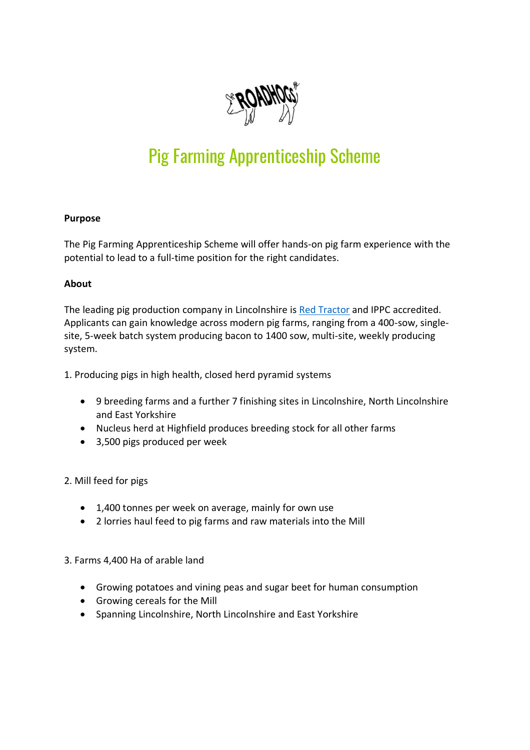# Pig Farming Apprenticeship Scheme

**Purpose**

The Pig Farming Apprenticeship Scheme will offer hands-on pig farm experience with the potential to lead to a full-time position for the right candidates.

**About**

The leading pig production company in Lincolnshire is [Red Tractor](#) and IPPC accredited. Applicants can gain knowledge across modern pig farms, ranging from a 400-sow, single-site, 5-week batch system producing bacon to 1400 sow, multi-site, weekly producing system.

1. Producing pigs in high health, closed herd pyramid systems

- 9 breeding farms and a further 7 finishing sites in Lincolnshire, North Lincolnshire and East Yorkshire
- Nucleus herd at Highfield produces breeding stock for all other farms
- 3,500 pigs produced per week

2. Mill feed for pigs

- 1,400 tonnes per week on average, mainly for own use
- 2 lorries haul feed to pig farms and raw materials into the Mill

3. Farms 4,400 Ha of arable land

- Growing potatoes and vining peas and sugar beet for human consumption
- Growing cereals for the Mill
- Spanning Lincolnshire, North Lincolnshire and East Yorkshire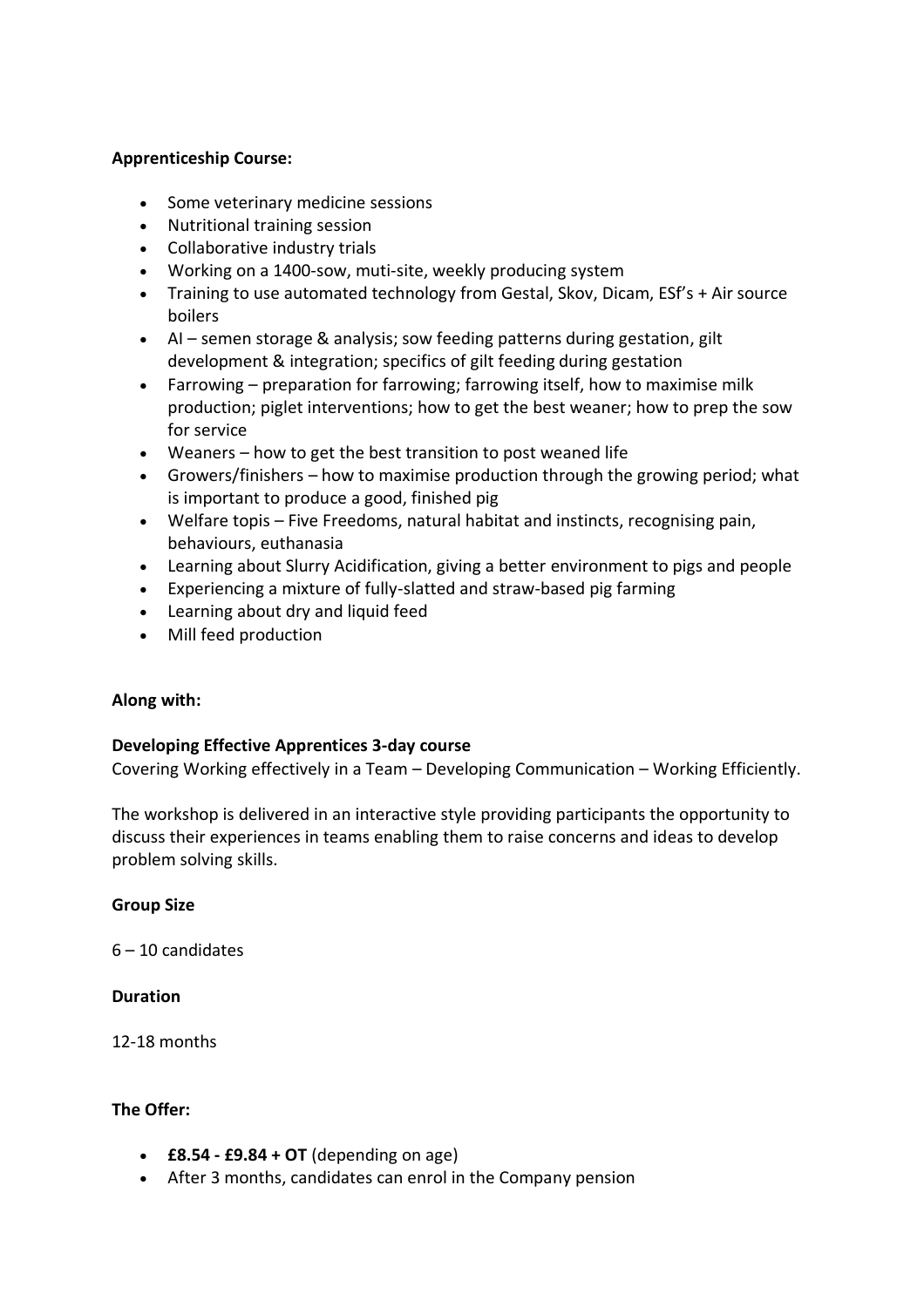**Apprenticeship Course:**

- Some veterinary medicine sessions
- Nutritional training session
- Collaborative industry trials
- Working on a 1400-sow, muti-site, weekly producing system
- Training to use automated technology from Gestal, Skov, Dicam, ESf's + Air source boilers
- AI – semen storage & analysis; sow feeding patterns during gestation, gilt development & integration; specifics of gilt feeding during gestation
- Farrowing – preparation for farrowing; farrowing itself, how to maximise milk production; piglet interventions; how to get the best weaner; how to prep the sow for service
- Weaners – how to get the best transition to post weaned life
- Growers/finishers – how to maximise production through the growing period; what is important to produce a good, finished pig
- Welfare topis – Five Freedoms, natural habitat and instincts, recognising pain, behaviours, euthanasia
- Learning about Slurry Acidification, giving a better environment to pigs and people
- Experiencing a mixture of fully-slatted and straw-based pig farming
- Learning about dry and liquid feed
- Mill feed production

**Along with:**

**Developing Effective Apprentices 3-day course**

Covering Working effectively in a Team – Developing Communication – Working Efficiently.

The workshop is delivered in an interactive style providing participants the opportunity to discuss their experiences in teams enabling them to raise concerns and ideas to develop problem solving skills.

**Group Size**

6 – 10 candidates

**Duration**

12-18 months

**The Offer:**

- **£8.54 - £9.84 + OT** (depending on age)
- After 3 months, candidates can enrol in the Company pension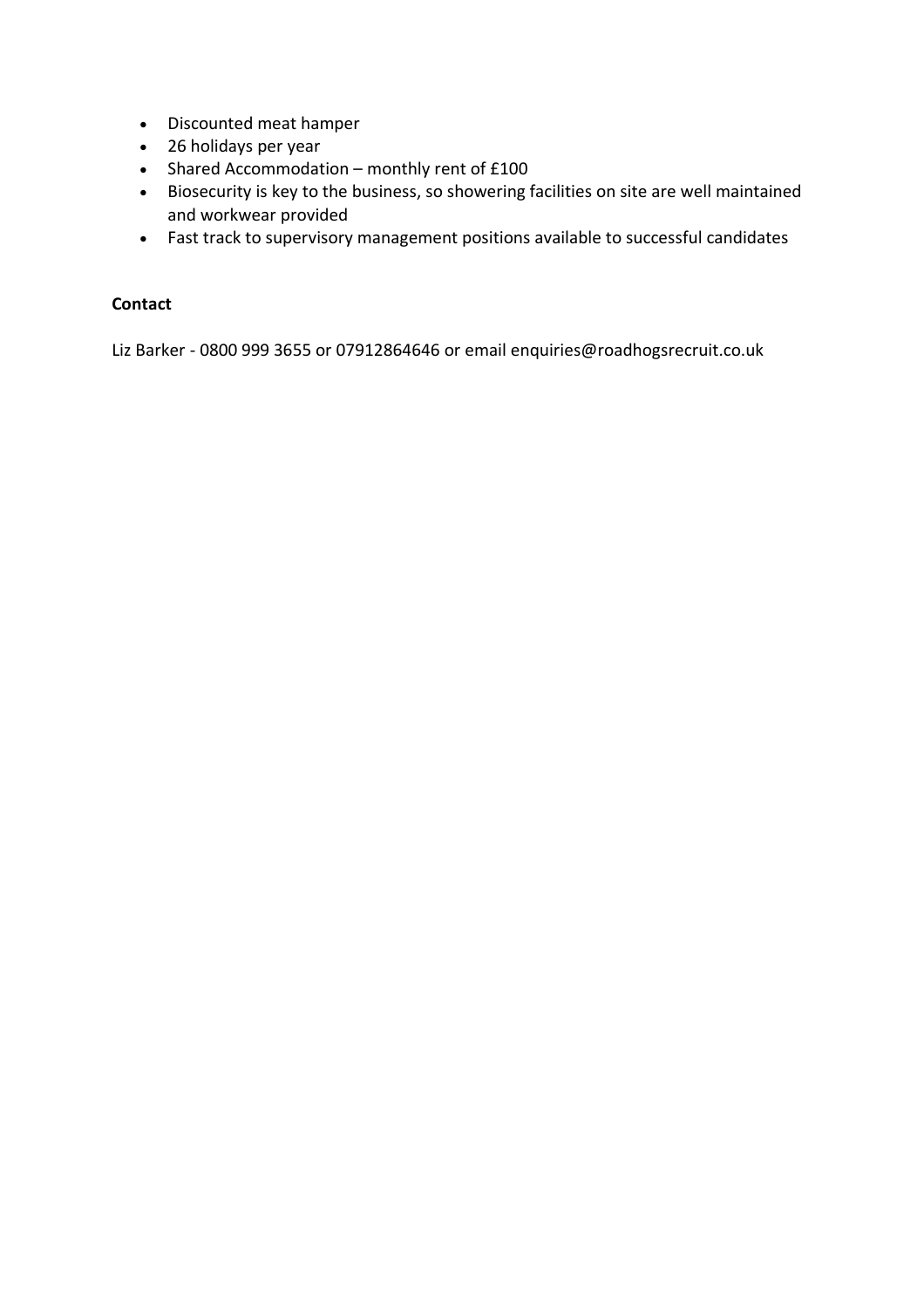- Discounted meat hamper
- 26 holidays per year
- Shared Accommodation – monthly rent of £100
- Biosecurity is key to the business, so showering facilities on site are well maintained and workwear provided
- Fast track to supervisory management positions available to successful candidates

**Contact**

Liz Barker - 0800 999 3655 or 07912864646 or email enquiries@roadhogsrecruit.co.uk